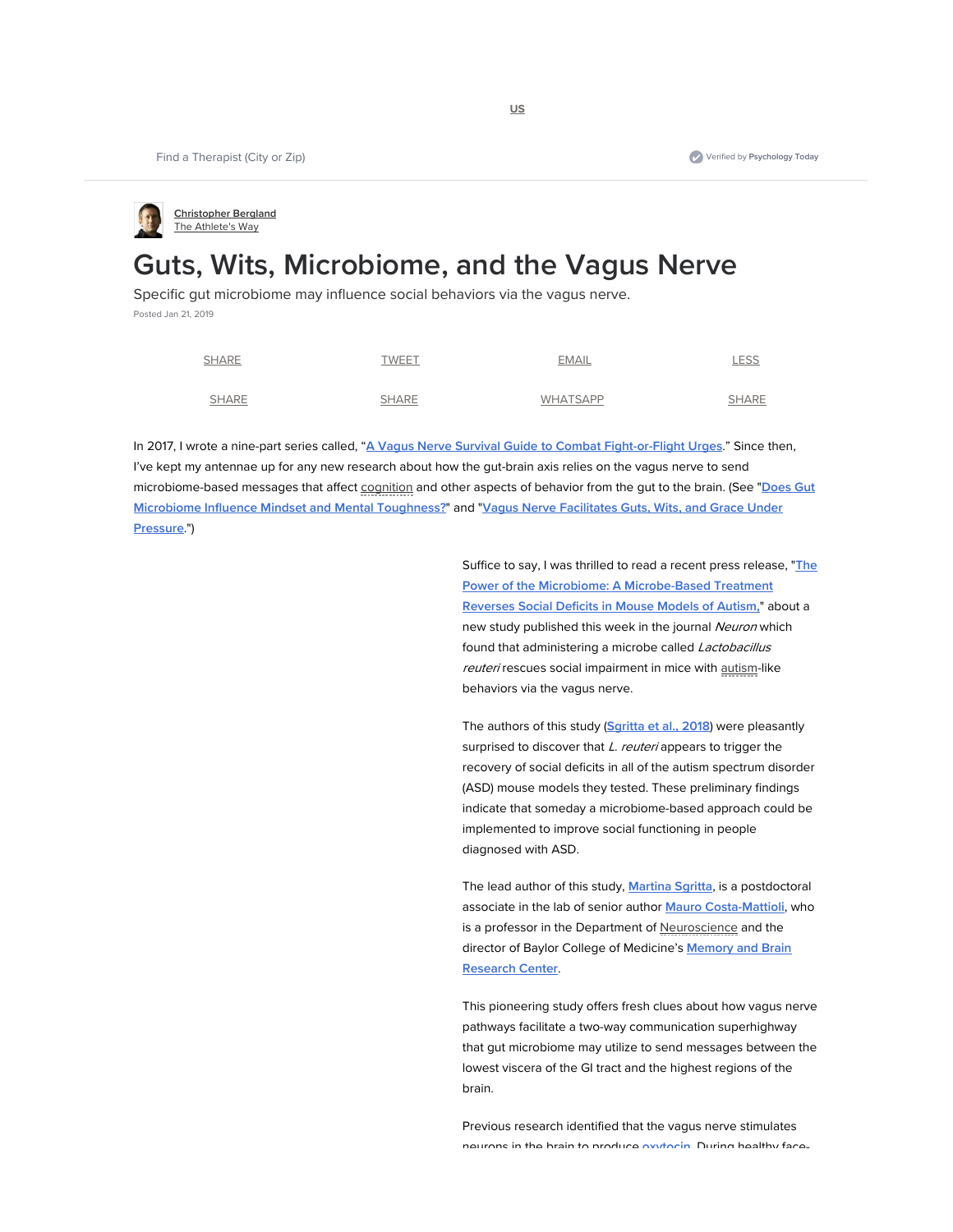Christopher Bergland
The Athlete's Way

# Guts, Wits, Microbiome, and the Vagus Nerve

Specific gut microbiome may influence social behaviors via the vagus nerve.

Posted Jan 21, 2019

In 2017, I wrote a nine-part series called, "A Vagus Nerve Survival Guide to Combat Fight-or-Flight Urges." Since then, I've kept my antennae up for any new research about how the gut-brain axis relies on the vagus nerve to send microbiome-based messages that affect cognition and other aspects of behavior from the gut to the brain. (See "Does Gut Microbiome Influence Mindset and Mental Toughness?" and "Vagus Nerve Facilitates Guts, Wits, and Grace Under Pressure.")

Suffice to say, I was thrilled to read a recent press release, "The Power of the Microbiome: A Microbe-Based Treatment Reverses Social Deficits in Mouse Models of Autism," about a new study published this week in the journal *Neuron* which found that administering a microbe called *Lactobacillus reuteri* rescues social impairment in mice with autism-like behaviors via the vagus nerve.

The authors of this study (Sgritta et al., 2018) were pleasantly surprised to discover that *L. reuteri* appears to trigger the recovery of social deficits in all of the autism spectrum disorder (ASD) mouse models they tested. These preliminary findings indicate that someday a microbiome-based approach could be implemented to improve social functioning in people diagnosed with ASD.

The lead author of this study, Martina Sgritta, is a postdoctoral associate in the lab of senior author Mauro Costa-Mattioli, who is a professor in the Department of Neuroscience and the director of Baylor College of Medicine's Memory and Brain Research Center.

This pioneering study offers fresh clues about how vagus nerve pathways facilitate a two-way communication superhighway that gut microbiome may utilize to send messages between the lowest viscera of the GI tract and the highest regions of the brain.

Previous research identified that the vagus nerve stimulates neurons in the brain to produce oxytocin. During healthy face-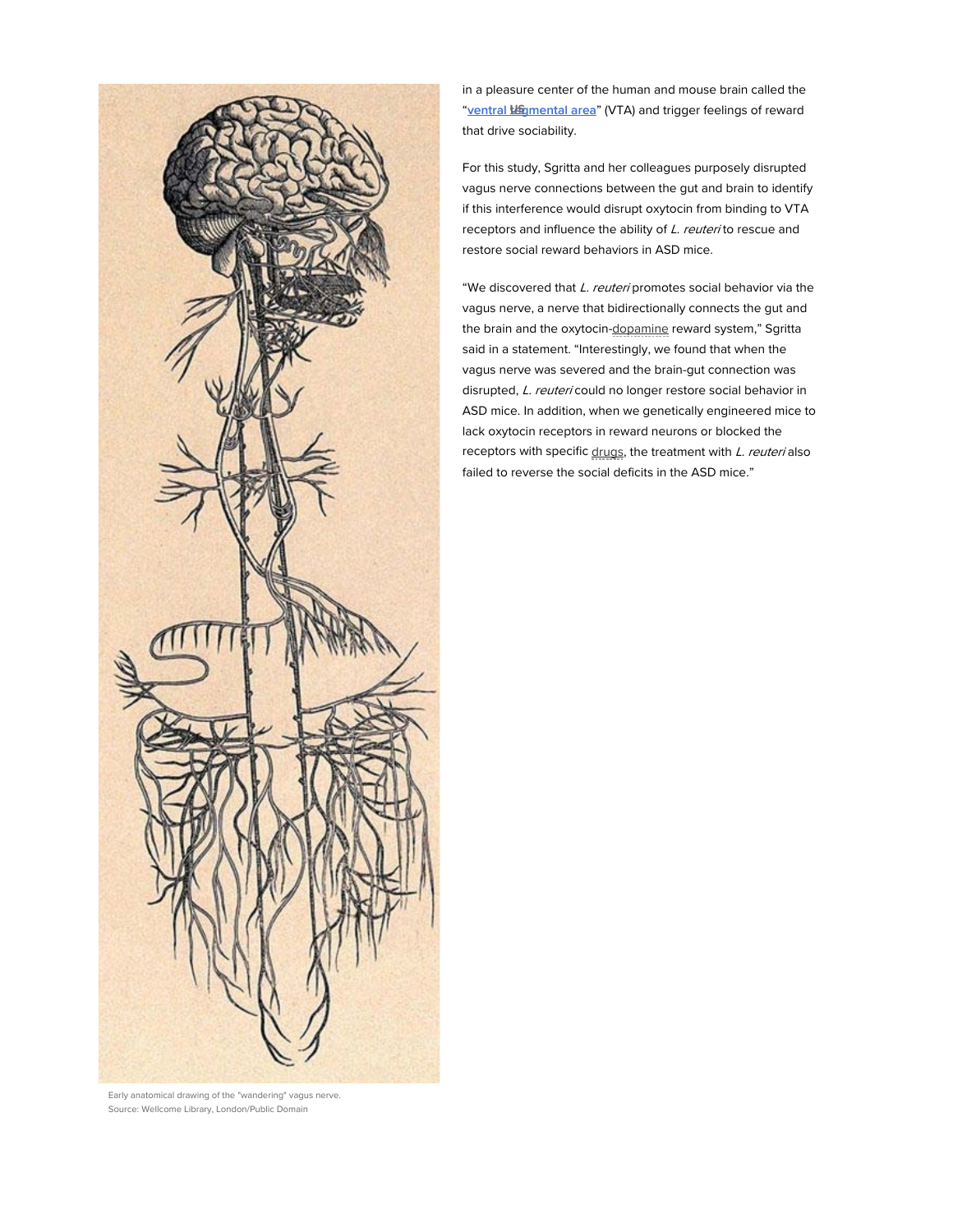Early anatomical drawing of the "wandering" vagus nerve.
Source: Wellcome Library, London/Public Domain

in a pleasure center of the human and mouse brain called the "ventral tegmental area" (VTA) and trigger feelings of reward that drive sociability.

For this study, Sgritta and her colleagues purposely disrupted vagus nerve connections between the gut and brain to identify if this interference would disrupt oxytocin from binding to VTA receptors and influence the ability of *L. reuteri* to rescue and restore social reward behaviors in ASD mice.

"We discovered that *L. reuteri* promotes social behavior via the vagus nerve, a nerve that bidirectionally connects the gut and the brain and the oxytocin-dopamine reward system," Sgritta said in a statement. "Interestingly, we found that when the vagus nerve was severed and the brain-gut connection was disrupted, *L. reuteri* could no longer restore social behavior in ASD mice. In addition, when we genetically engineered mice to lack oxytocin receptors in reward neurons or blocked the receptors with specific drugs, the treatment with *L. reuteri* also failed to reverse the social deficits in the ASD mice."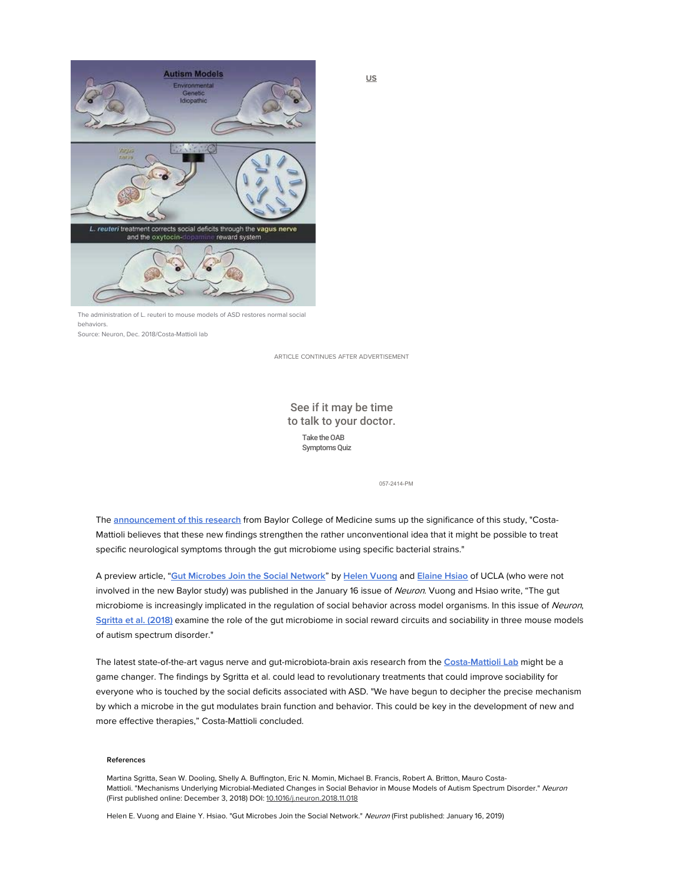The administration of L. reuteri to mouse models of ASD restores normal social behaviors.
Source: Neuron, Dec. 2018/Costa-Mattioli lab

The announcement of this research from Baylor College of Medicine sums up the significance of this study, "Costa-Mattioli believes that these new findings strengthen the rather unconventional idea that it might be possible to treat specific neurological symptoms through the gut microbiome using specific bacterial strains."

A preview article, "Gut Microbes Join the Social Network" by Helen Vuong and Elaine Hsiao of UCLA (who were not involved in the new Baylor study) was published in the January 16 issue of *Neuron*. Vuong and Hsiao write, "The gut microbiome is increasingly implicated in the regulation of social behavior across model organisms. In this issue of *Neuron*, Sgritta et al. (2018) examine the role of the gut microbiome in social reward circuits and sociability in three mouse models of autism spectrum disorder."

The latest state-of-the-art vagus nerve and gut-microbiota-brain axis research from the Costa-Mattioli Lab might be a game changer. The findings by Sgritta et al. could lead to revolutionary treatments that could improve sociability for everyone who is touched by the social deficits associated with ASD. "We have begun to decipher the precise mechanism by which a microbe in the gut modulates brain function and behavior. This could be key in the development of new and more effective therapies," Costa-Mattioli concluded.

#### References

Martina Sgritta, Sean W. Dooling, Shelly A. Buffington, Eric N. Momin, Michael B. Francis, Robert A. Britton, Mauro Costa-Mattioli. "Mechanisms Underlying Microbial-Mediated Changes in Social Behavior in Mouse Models of Autism Spectrum Disorder." *Neuron* (First published online: December 3, 2018) DOI: 10.1016/j.neuron.2018.11.018

Helen E. Vuong and Elaine Y. Hsiao. "Gut Microbes Join the Social Network." *Neuron* (First published: January 16, 2019)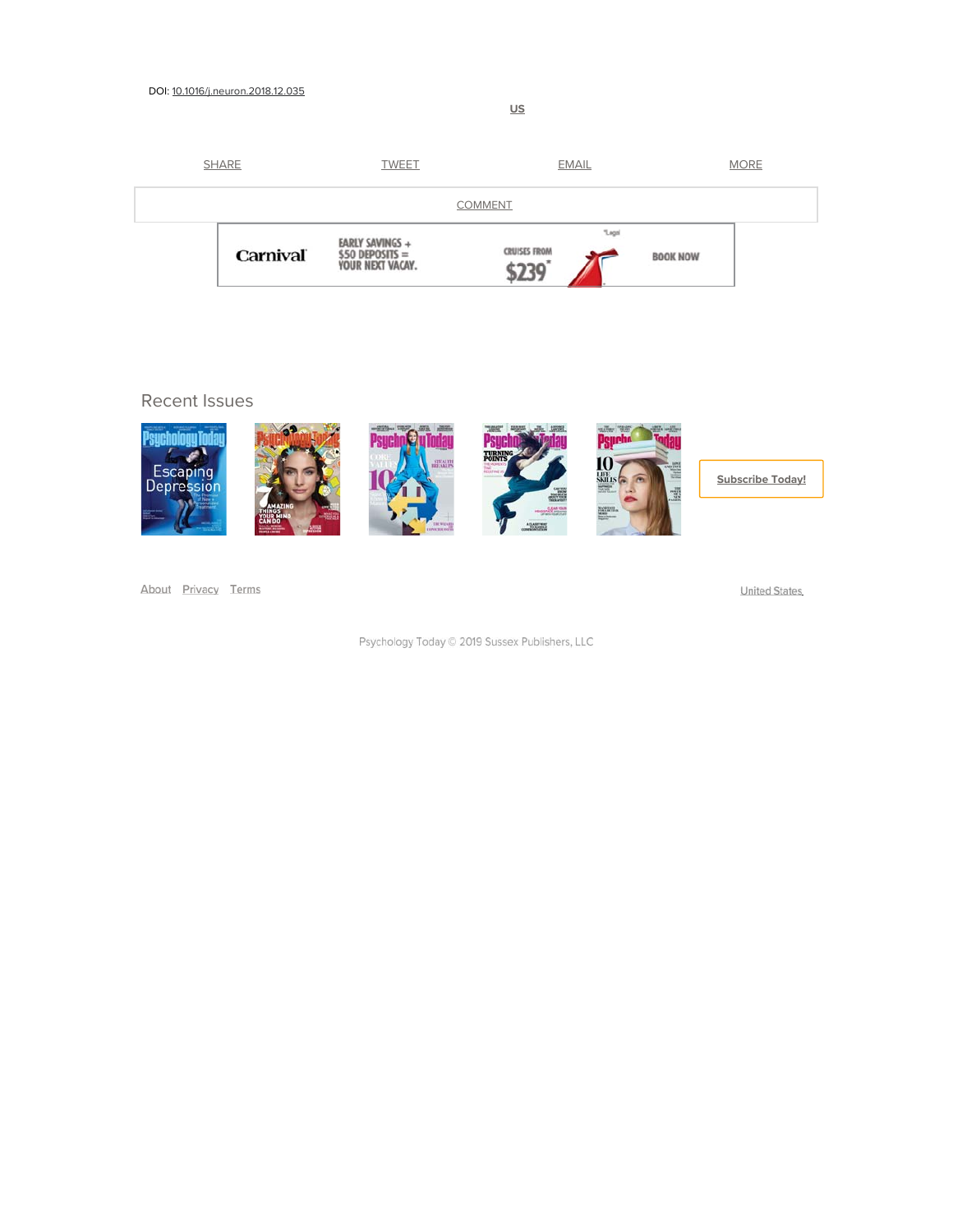DOI: 10.1016/j.neuron.2018.12.035

US

SHARE TWEET EMAIL MORE

COMMENT

Carnival EARLY SAVINGS + $50 DEPOSITS = YOUR NEXT VACAY. CRUISES FROM $239* *Legal BOOK NOW

## Recent Issues

Subscribe Today!

About Privacy Terms

United States

Psychology Today © 2019 Sussex Publishers, LLC